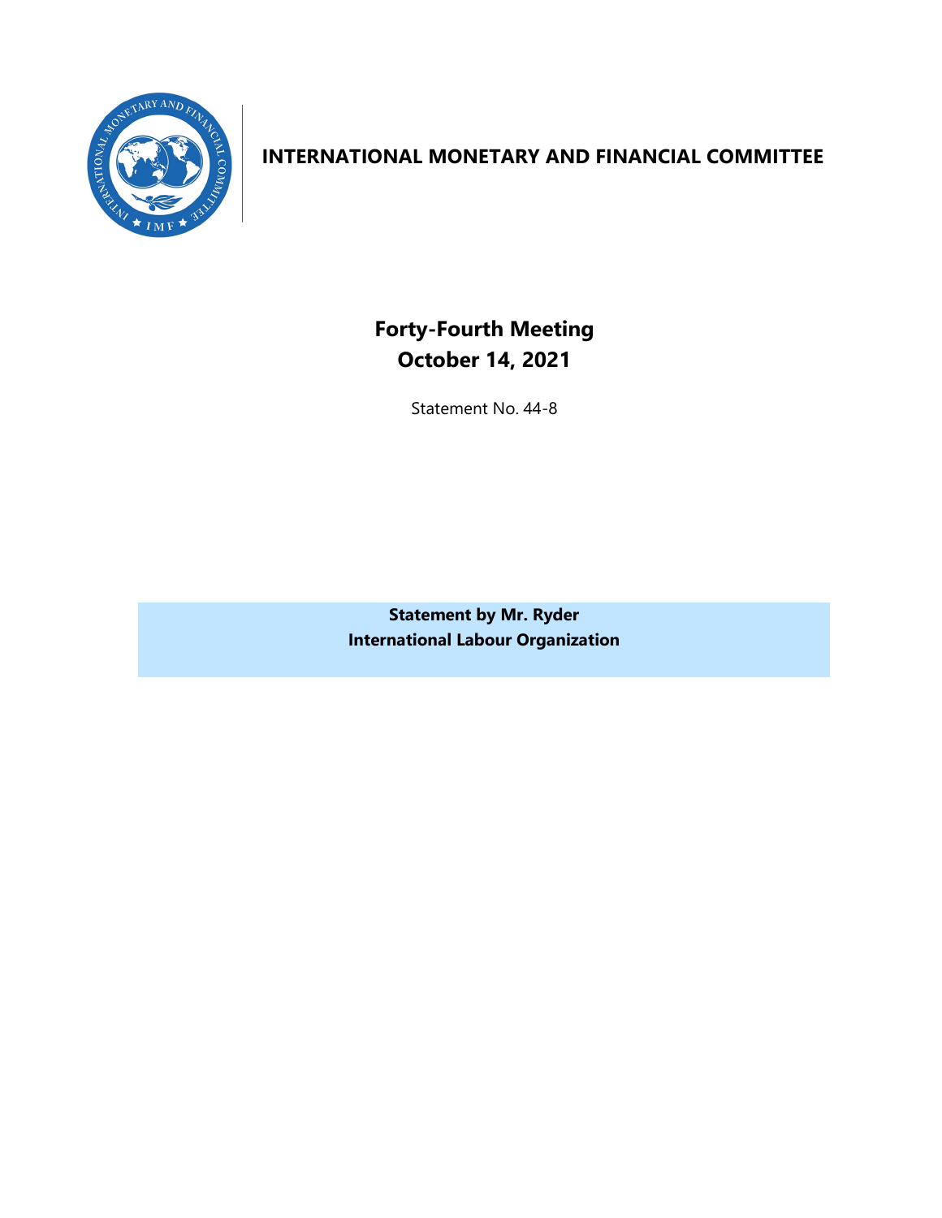# INTERNATIONAL MONETARY AND FINANCIAL COMMITTEE

## Forty-Fourth Meeting
## October 14, 2021

Statement No. 44-8

**Statement by Mr. Ryder**
**International Labour Organization**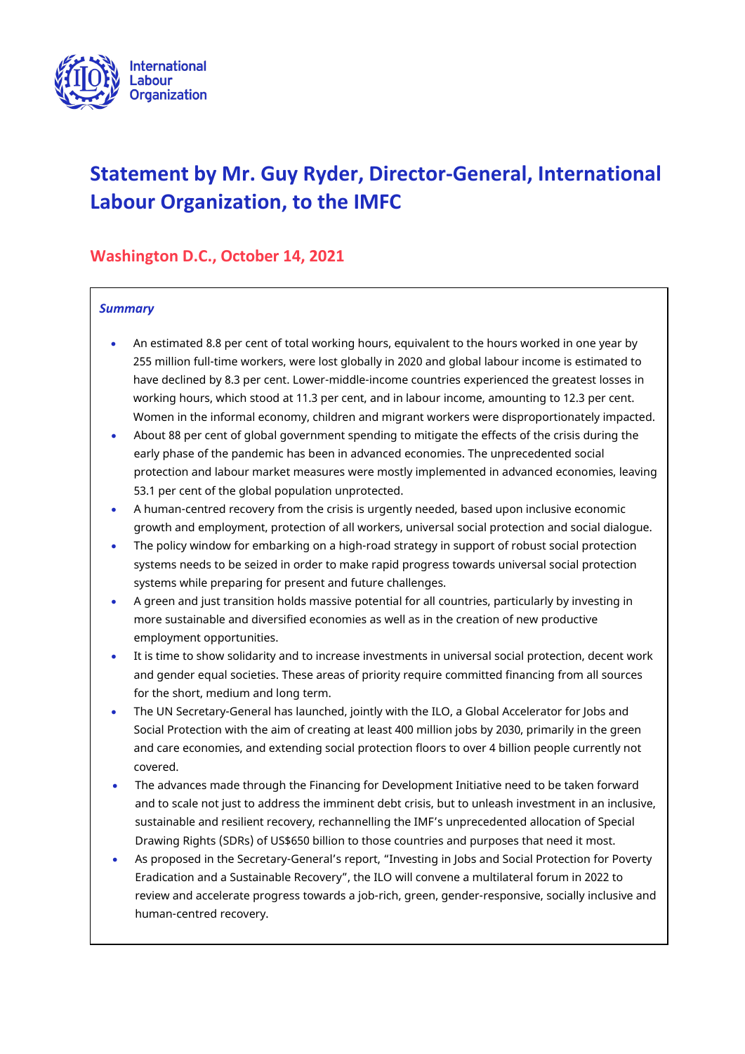International Labour Organization

# Statement by Mr. Guy Ryder, Director-General, International Labour Organization, to the IMFC

## Washington D.C., October 14, 2021

***Summary***

- An estimated 8.8 per cent of total working hours, equivalent to the hours worked in one year by 255 million full-time workers, were lost globally in 2020 and global labour income is estimated to have declined by 8.3 per cent. Lower-middle-income countries experienced the greatest losses in working hours, which stood at 11.3 per cent, and in labour income, amounting to 12.3 per cent. Women in the informal economy, children and migrant workers were disproportionately impacted.
- About 88 per cent of global government spending to mitigate the effects of the crisis during the early phase of the pandemic has been in advanced economies. The unprecedented social protection and labour market measures were mostly implemented in advanced economies, leaving 53.1 per cent of the global population unprotected.
- A human-centred recovery from the crisis is urgently needed, based upon inclusive economic growth and employment, protection of all workers, universal social protection and social dialogue.
- The policy window for embarking on a high-road strategy in support of robust social protection systems needs to be seized in order to make rapid progress towards universal social protection systems while preparing for present and future challenges.
- A green and just transition holds massive potential for all countries, particularly by investing in more sustainable and diversified economies as well as in the creation of new productive employment opportunities.
- It is time to show solidarity and to increase investments in universal social protection, decent work and gender equal societies. These areas of priority require committed financing from all sources for the short, medium and long term.
- The UN Secretary-General has launched, jointly with the ILO, a Global Accelerator for Jobs and Social Protection with the aim of creating at least 400 million jobs by 2030, primarily in the green and care economies, and extending social protection floors to over 4 billion people currently not covered.
- The advances made through the Financing for Development Initiative need to be taken forward and to scale not just to address the imminent debt crisis, but to unleash investment in an inclusive, sustainable and resilient recovery, rechannelling the IMF's unprecedented allocation of Special Drawing Rights (SDRs) of US$650 billion to those countries and purposes that need it most.
- As proposed in the Secretary-General's report, "Investing in Jobs and Social Protection for Poverty Eradication and a Sustainable Recovery", the ILO will convene a multilateral forum in 2022 to review and accelerate progress towards a job-rich, green, gender-responsive, socially inclusive and human-centred recovery.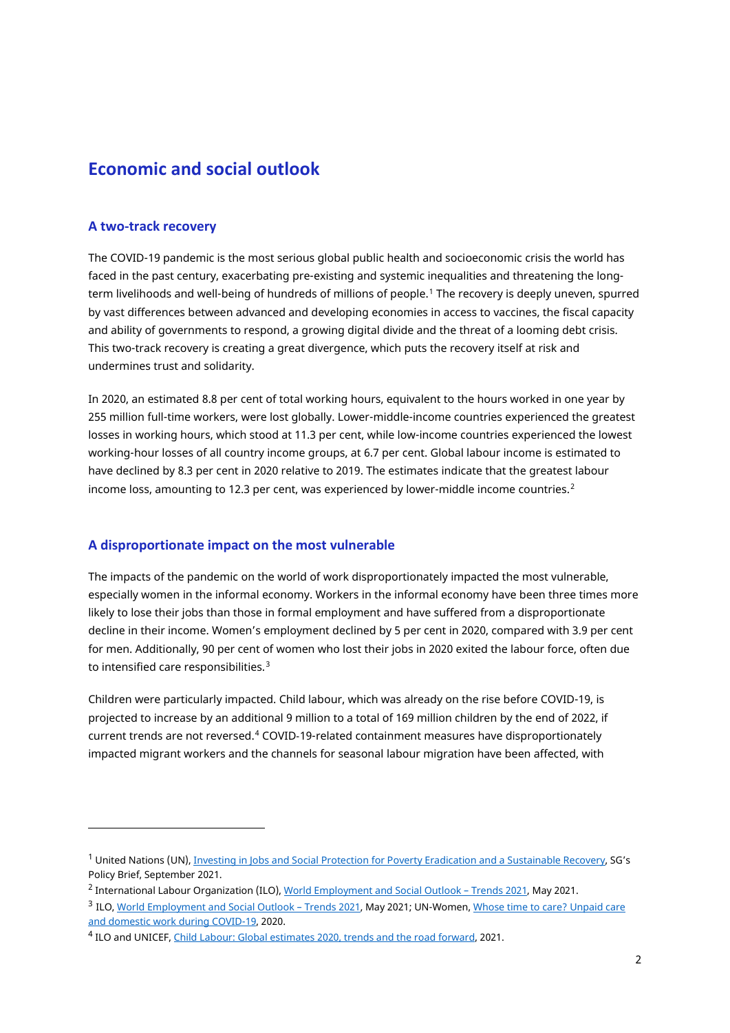# Economic and social outlook

## A two-track recovery

The COVID-19 pandemic is the most serious global public health and socioeconomic crisis the world has faced in the past century, exacerbating pre-existing and systemic inequalities and threatening the long-term livelihoods and well-being of hundreds of millions of people.[1] The recovery is deeply uneven, spurred by vast differences between advanced and developing economies in access to vaccines, the fiscal capacity and ability of governments to respond, a growing digital divide and the threat of a looming debt crisis. This two-track recovery is creating a great divergence, which puts the recovery itself at risk and undermines trust and solidarity.

In 2020, an estimated 8.8 per cent of total working hours, equivalent to the hours worked in one year by 255 million full-time workers, were lost globally. Lower-middle-income countries experienced the greatest losses in working hours, which stood at 11.3 per cent, while low-income countries experienced the lowest working-hour losses of all country income groups, at 6.7 per cent. Global labour income is estimated to have declined by 8.3 per cent in 2020 relative to 2019. The estimates indicate that the greatest labour income loss, amounting to 12.3 per cent, was experienced by lower-middle income countries.[2]

## A disproportionate impact on the most vulnerable

The impacts of the pandemic on the world of work disproportionately impacted the most vulnerable, especially women in the informal economy. Workers in the informal economy have been three times more likely to lose their jobs than those in formal employment and have suffered from a disproportionate decline in their income. Women's employment declined by 5 per cent in 2020, compared with 3.9 per cent for men. Additionally, 90 per cent of women who lost their jobs in 2020 exited the labour force, often due to intensified care responsibilities.[3]

Children were particularly impacted. Child labour, which was already on the rise before COVID-19, is projected to increase by an additional 9 million to a total of 169 million children by the end of 2022, if current trends are not reversed.[4] COVID-19-related containment measures have disproportionately impacted migrant workers and the channels for seasonal labour migration have been affected, with

---

[1] United Nations (UN), Investing in Jobs and Social Protection for Poverty Eradication and a Sustainable Recovery, SG's Policy Brief, September 2021.

[2] International Labour Organization (ILO), World Employment and Social Outlook – Trends 2021, May 2021.

[3] ILO, World Employment and Social Outlook – Trends 2021, May 2021; UN-Women, Whose time to care? Unpaid care and domestic work during COVID-19, 2020.

[4] ILO and UNICEF, Child Labour: Global estimates 2020, trends and the road forward, 2021.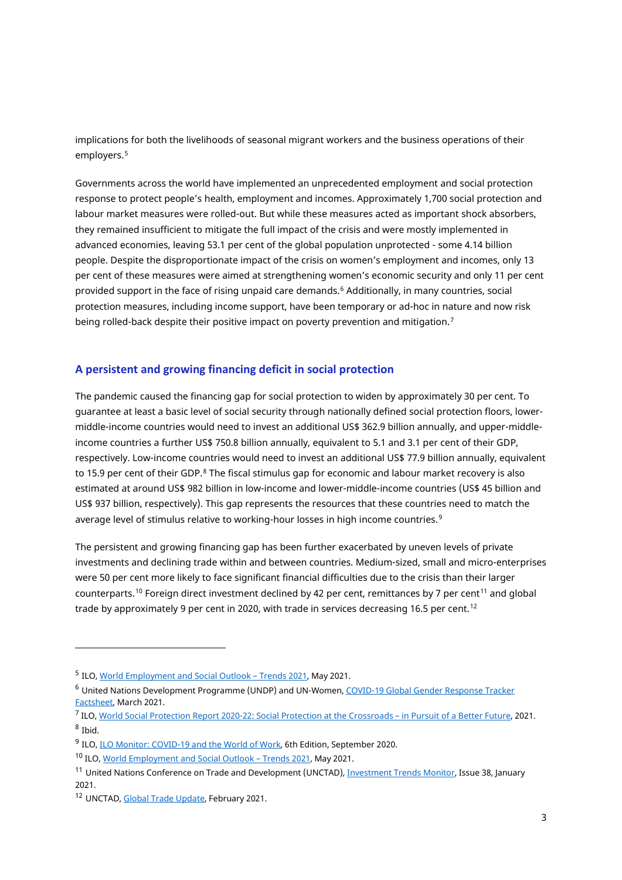implications for both the livelihoods of seasonal migrant workers and the business operations of their employers.[5]

Governments across the world have implemented an unprecedented employment and social protection response to protect people's health, employment and incomes. Approximately 1,700 social protection and labour market measures were rolled-out. But while these measures acted as important shock absorbers, they remained insufficient to mitigate the full impact of the crisis and were mostly implemented in advanced economies, leaving 53.1 per cent of the global population unprotected - some 4.14 billion people. Despite the disproportionate impact of the crisis on women's employment and incomes, only 13 per cent of these measures were aimed at strengthening women's economic security and only 11 per cent provided support in the face of rising unpaid care demands.[6] Additionally, in many countries, social protection measures, including income support, have been temporary or ad-hoc in nature and now risk being rolled-back despite their positive impact on poverty prevention and mitigation.[7]

## A persistent and growing financing deficit in social protection

The pandemic caused the financing gap for social protection to widen by approximately 30 per cent. To guarantee at least a basic level of social security through nationally defined social protection floors, lower-middle-income countries would need to invest an additional US$ 362.9 billion annually, and upper-middle-income countries a further US$ 750.8 billion annually, equivalent to 5.1 and 3.1 per cent of their GDP, respectively. Low-income countries would need to invest an additional US$ 77.9 billion annually, equivalent to 15.9 per cent of their GDP.[8] The fiscal stimulus gap for economic and labour market recovery is also estimated at around US$ 982 billion in low-income and lower-middle-income countries (US$ 45 billion and US$ 937 billion, respectively). This gap represents the resources that these countries need to match the average level of stimulus relative to working-hour losses in high income countries.[9]

The persistent and growing financing gap has been further exacerbated by uneven levels of private investments and declining trade within and between countries. Medium-sized, small and micro-enterprises were 50 per cent more likely to face significant financial difficulties due to the crisis than their larger counterparts.[10] Foreign direct investment declined by 42 per cent, remittances by 7 per cent[11] and global trade by approximately 9 per cent in 2020, with trade in services decreasing 16.5 per cent.[12]

---

[5] ILO, World Employment and Social Outlook – Trends 2021, May 2021.

[6] United Nations Development Programme (UNDP) and UN-Women, COVID-19 Global Gender Response Tracker Factsheet, March 2021.

[7] ILO, World Social Protection Report 2020-22: Social Protection at the Crossroads – in Pursuit of a Better Future, 2021.

[8] Ibid.

[9] ILO, ILO Monitor: COVID-19 and the World of Work, 6th Edition, September 2020.

[10] ILO, World Employment and Social Outlook – Trends 2021, May 2021.

[11] United Nations Conference on Trade and Development (UNCTAD), Investment Trends Monitor, Issue 38, January 2021.

[12] UNCTAD, Global Trade Update, February 2021.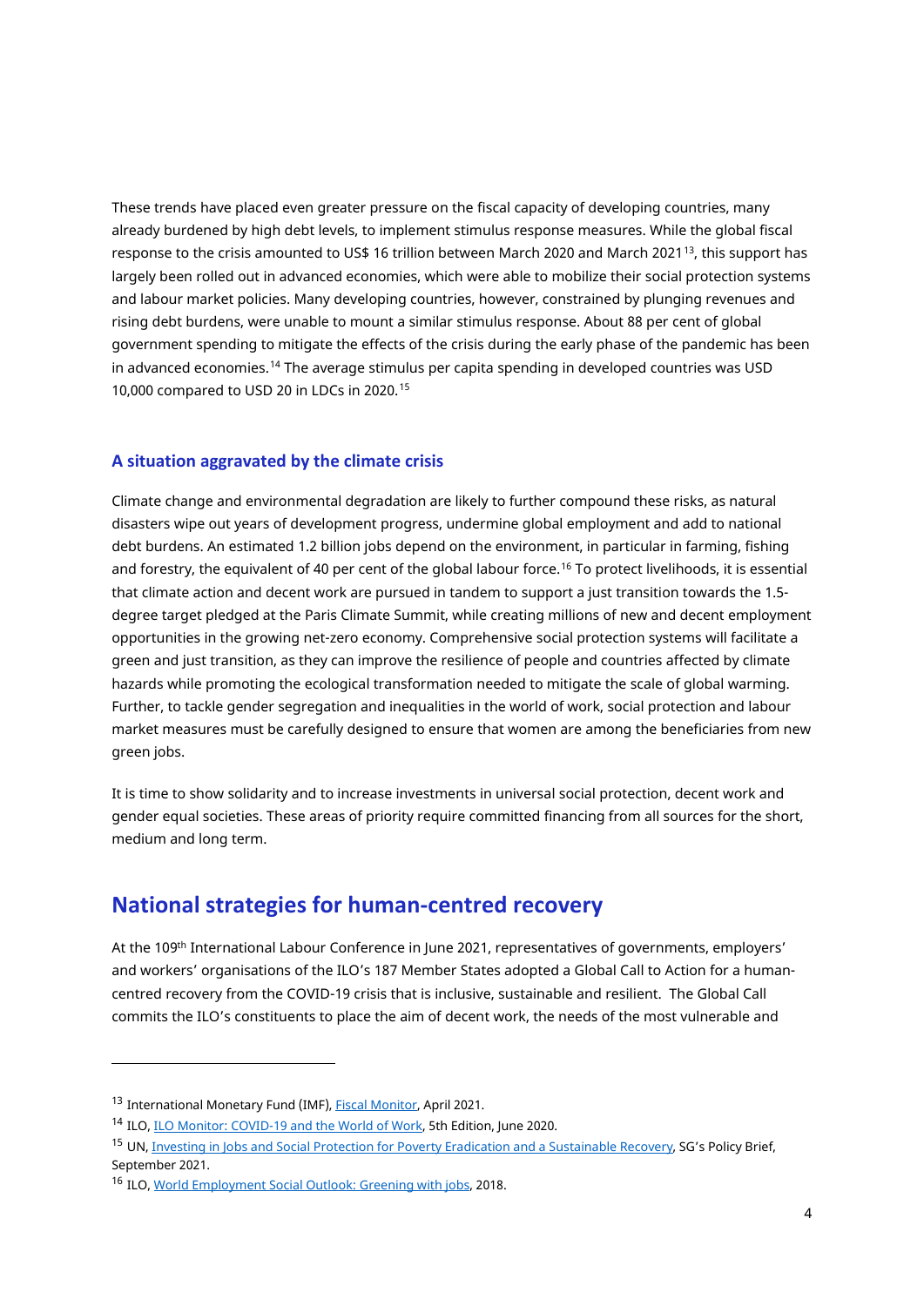These trends have placed even greater pressure on the fiscal capacity of developing countries, many already burdened by high debt levels, to implement stimulus response measures. While the global fiscal response to the crisis amounted to US$ 16 trillion between March 2020 and March 2021[13], this support has largely been rolled out in advanced economies, which were able to mobilize their social protection systems and labour market policies. Many developing countries, however, constrained by plunging revenues and rising debt burdens, were unable to mount a similar stimulus response. About 88 per cent of global government spending to mitigate the effects of the crisis during the early phase of the pandemic has been in advanced economies.[14] The average stimulus per capita spending in developed countries was USD 10,000 compared to USD 20 in LDCs in 2020.[15]

### A situation aggravated by the climate crisis

Climate change and environmental degradation are likely to further compound these risks, as natural disasters wipe out years of development progress, undermine global employment and add to national debt burdens. An estimated 1.2 billion jobs depend on the environment, in particular in farming, fishing and forestry, the equivalent of 40 per cent of the global labour force.[16] To protect livelihoods, it is essential that climate action and decent work are pursued in tandem to support a just transition towards the 1.5-degree target pledged at the Paris Climate Summit, while creating millions of new and decent employment opportunities in the growing net-zero economy. Comprehensive social protection systems will facilitate a green and just transition, as they can improve the resilience of people and countries affected by climate hazards while promoting the ecological transformation needed to mitigate the scale of global warming. Further, to tackle gender segregation and inequalities in the world of work, social protection and labour market measures must be carefully designed to ensure that women are among the beneficiaries from new green jobs.

It is time to show solidarity and to increase investments in universal social protection, decent work and gender equal societies. These areas of priority require committed financing from all sources for the short, medium and long term.

## National strategies for human-centred recovery

At the 109th International Labour Conference in June 2021, representatives of governments, employers' and workers' organisations of the ILO's 187 Member States adopted a Global Call to Action for a human-centred recovery from the COVID-19 crisis that is inclusive, sustainable and resilient. The Global Call commits the ILO's constituents to place the aim of decent work, the needs of the most vulnerable and

---

[13] International Monetary Fund (IMF), Fiscal Monitor, April 2021.

[14] ILO, ILO Monitor: COVID-19 and the World of Work, 5th Edition, June 2020.

[15] UN, Investing in Jobs and Social Protection for Poverty Eradication and a Sustainable Recovery, SG's Policy Brief, September 2021.

[16] ILO, World Employment Social Outlook: Greening with jobs, 2018.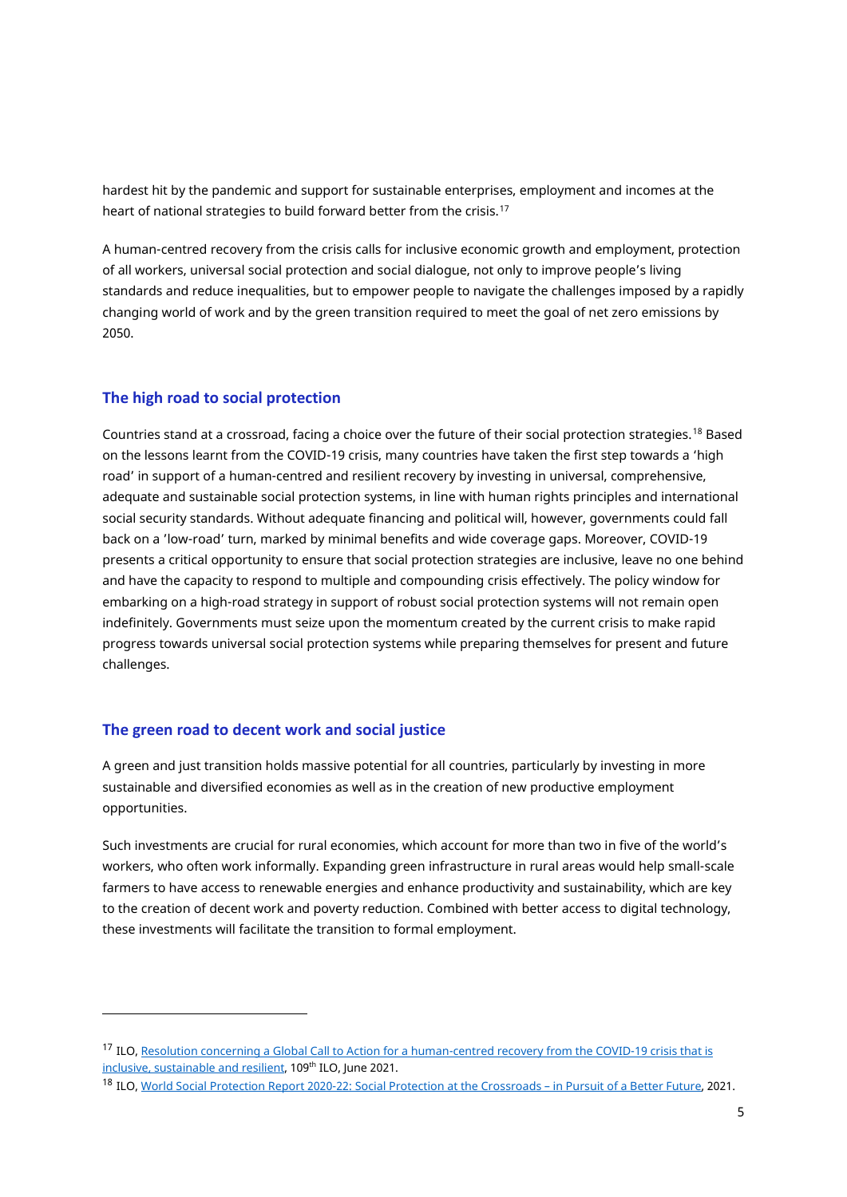hardest hit by the pandemic and support for sustainable enterprises, employment and incomes at the heart of national strategies to build forward better from the crisis.[17]

A human-centred recovery from the crisis calls for inclusive economic growth and employment, protection of all workers, universal social protection and social dialogue, not only to improve people's living standards and reduce inequalities, but to empower people to navigate the challenges imposed by a rapidly changing world of work and by the green transition required to meet the goal of net zero emissions by 2050.

## The high road to social protection

Countries stand at a crossroad, facing a choice over the future of their social protection strategies.[18] Based on the lessons learnt from the COVID-19 crisis, many countries have taken the first step towards a 'high road' in support of a human-centred and resilient recovery by investing in universal, comprehensive, adequate and sustainable social protection systems, in line with human rights principles and international social security standards. Without adequate financing and political will, however, governments could fall back on a 'low-road' turn, marked by minimal benefits and wide coverage gaps. Moreover, COVID-19 presents a critical opportunity to ensure that social protection strategies are inclusive, leave no one behind and have the capacity to respond to multiple and compounding crisis effectively. The policy window for embarking on a high-road strategy in support of robust social protection systems will not remain open indefinitely. Governments must seize upon the momentum created by the current crisis to make rapid progress towards universal social protection systems while preparing themselves for present and future challenges.

## The green road to decent work and social justice

A green and just transition holds massive potential for all countries, particularly by investing in more sustainable and diversified economies as well as in the creation of new productive employment opportunities.

Such investments are crucial for rural economies, which account for more than two in five of the world's workers, who often work informally. Expanding green infrastructure in rural areas would help small-scale farmers to have access to renewable energies and enhance productivity and sustainability, which are key to the creation of decent work and poverty reduction. Combined with better access to digital technology, these investments will facilitate the transition to formal employment.

---

[17] ILO, Resolution concerning a Global Call to Action for a human-centred recovery from the COVID-19 crisis that is inclusive, sustainable and resilient, 109th ILO, June 2021.

[18] ILO, World Social Protection Report 2020-22: Social Protection at the Crossroads – in Pursuit of a Better Future, 2021.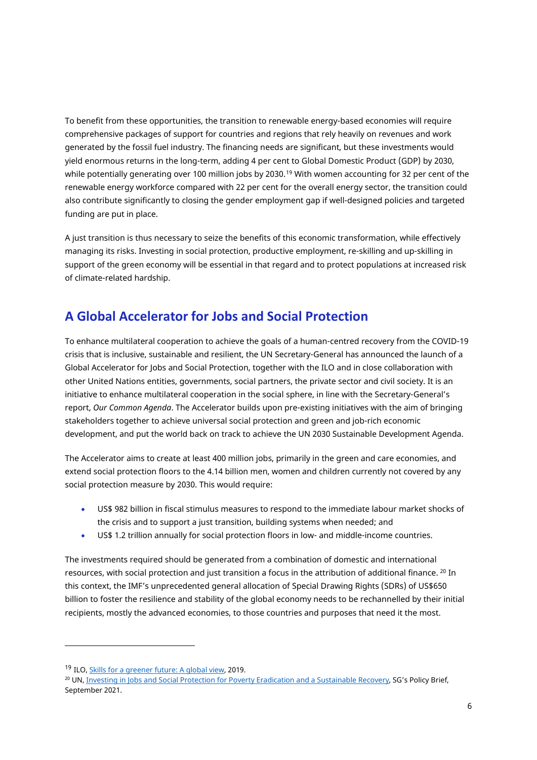To benefit from these opportunities, the transition to renewable energy-based economies will require comprehensive packages of support for countries and regions that rely heavily on revenues and work generated by the fossil fuel industry. The financing needs are significant, but these investments would yield enormous returns in the long-term, adding 4 per cent to Global Domestic Product (GDP) by 2030, while potentially generating over 100 million jobs by 2030.[19] With women accounting for 32 per cent of the renewable energy workforce compared with 22 per cent for the overall energy sector, the transition could also contribute significantly to closing the gender employment gap if well-designed policies and targeted funding are put in place.

A just transition is thus necessary to seize the benefits of this economic transformation, while effectively managing its risks. Investing in social protection, productive employment, re-skilling and up-skilling in support of the green economy will be essential in that regard and to protect populations at increased risk of climate-related hardship.

## A Global Accelerator for Jobs and Social Protection

To enhance multilateral cooperation to achieve the goals of a human-centred recovery from the COVID-19 crisis that is inclusive, sustainable and resilient, the UN Secretary-General has announced the launch of a Global Accelerator for Jobs and Social Protection, together with the ILO and in close collaboration with other United Nations entities, governments, social partners, the private sector and civil society. It is an initiative to enhance multilateral cooperation in the social sphere, in line with the Secretary-General's report, *Our Common Agenda*. The Accelerator builds upon pre-existing initiatives with the aim of bringing stakeholders together to achieve universal social protection and green and job-rich economic development, and put the world back on track to achieve the UN 2030 Sustainable Development Agenda.

The Accelerator aims to create at least 400 million jobs, primarily in the green and care economies, and extend social protection floors to the 4.14 billion men, women and children currently not covered by any social protection measure by 2030. This would require:

- US$ 982 billion in fiscal stimulus measures to respond to the immediate labour market shocks of the crisis and to support a just transition, building systems when needed; and
- US$ 1.2 trillion annually for social protection floors in low- and middle-income countries.

The investments required should be generated from a combination of domestic and international resources, with social protection and just transition a focus in the attribution of additional finance. [20] In this context, the IMF's unprecedented general allocation of Special Drawing Rights (SDRs) of US$650 billion to foster the resilience and stability of the global economy needs to be rechannelled by their initial recipients, mostly the advanced economies, to those countries and purposes that need it the most.

---

[19] ILO, Skills for a greener future: A global view, 2019.

[20] UN, Investing in Jobs and Social Protection for Poverty Eradication and a Sustainable Recovery, SG's Policy Brief, September 2021.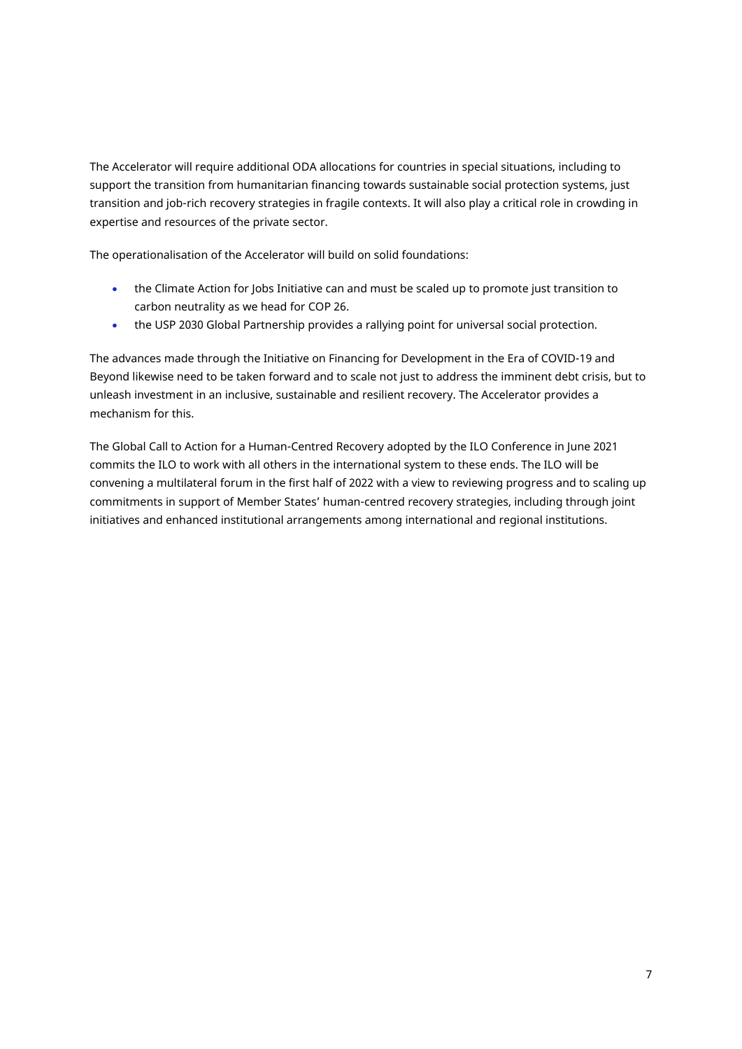The Accelerator will require additional ODA allocations for countries in special situations, including to support the transition from humanitarian financing towards sustainable social protection systems, just transition and job-rich recovery strategies in fragile contexts. It will also play a critical role in crowding in expertise and resources of the private sector.

The operationalisation of the Accelerator will build on solid foundations:

- the Climate Action for Jobs Initiative can and must be scaled up to promote just transition to carbon neutrality as we head for COP 26.
- the USP 2030 Global Partnership provides a rallying point for universal social protection.

The advances made through the Initiative on Financing for Development in the Era of COVID-19 and Beyond likewise need to be taken forward and to scale not just to address the imminent debt crisis, but to unleash investment in an inclusive, sustainable and resilient recovery. The Accelerator provides a mechanism for this.

The Global Call to Action for a Human-Centred Recovery adopted by the ILO Conference in June 2021 commits the ILO to work with all others in the international system to these ends. The ILO will be convening a multilateral forum in the first half of 2022 with a view to reviewing progress and to scaling up commitments in support of Member States' human-centred recovery strategies, including through joint initiatives and enhanced institutional arrangements among international and regional institutions.